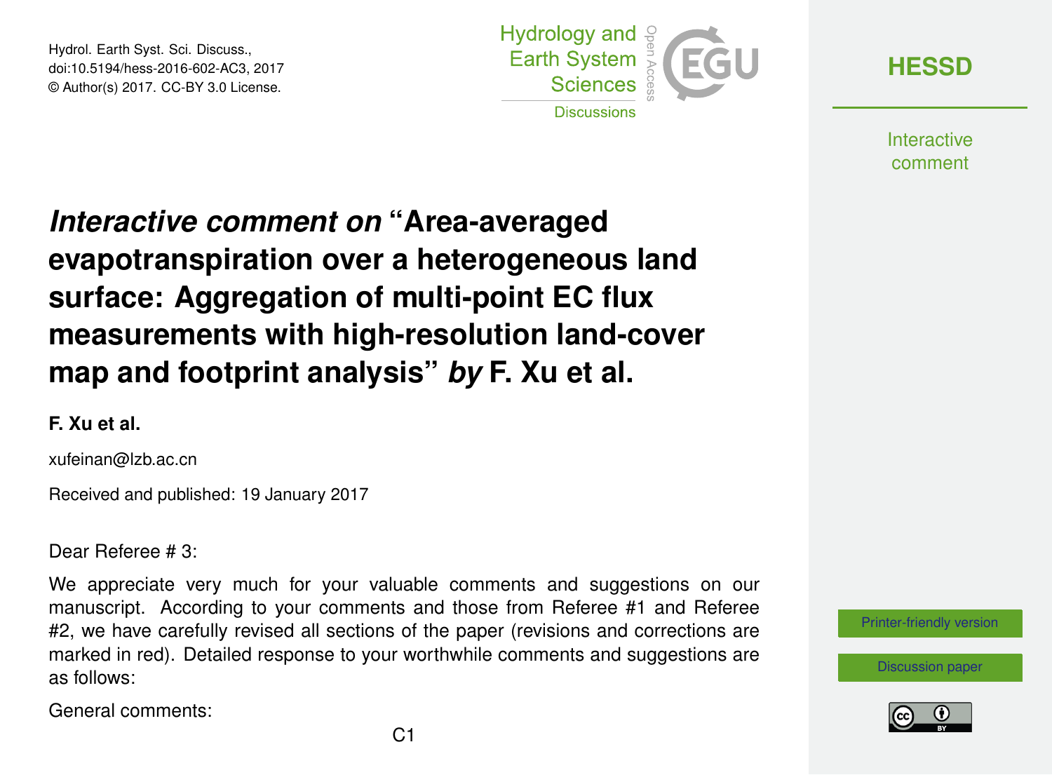Hydrol. Earth Syst. Sci. Discuss.,
doi:10.5194/hess-2016-602-AC3, 2017
© Author(s) 2017. CC-BY 3.0 License.

# *Interactive comment on* "Area-averaged evapotranspiration over a heterogeneous land surface: Aggregation of multi-point EC flux measurements with high-resolution land-cover map and footprint analysis" *by* F. Xu et al.

**F. Xu et al.**

xufeinan@lzb.ac.cn

Received and published: 19 January 2017

Dear Referee # 3:

We appreciate very much for your valuable comments and suggestions on our manuscript. According to your comments and those from Referee #1 and Referee #2, we have carefully revised all sections of the paper (revisions and corrections are marked in red). Detailed response to your worthwhile comments and suggestions are as follows:

General comments: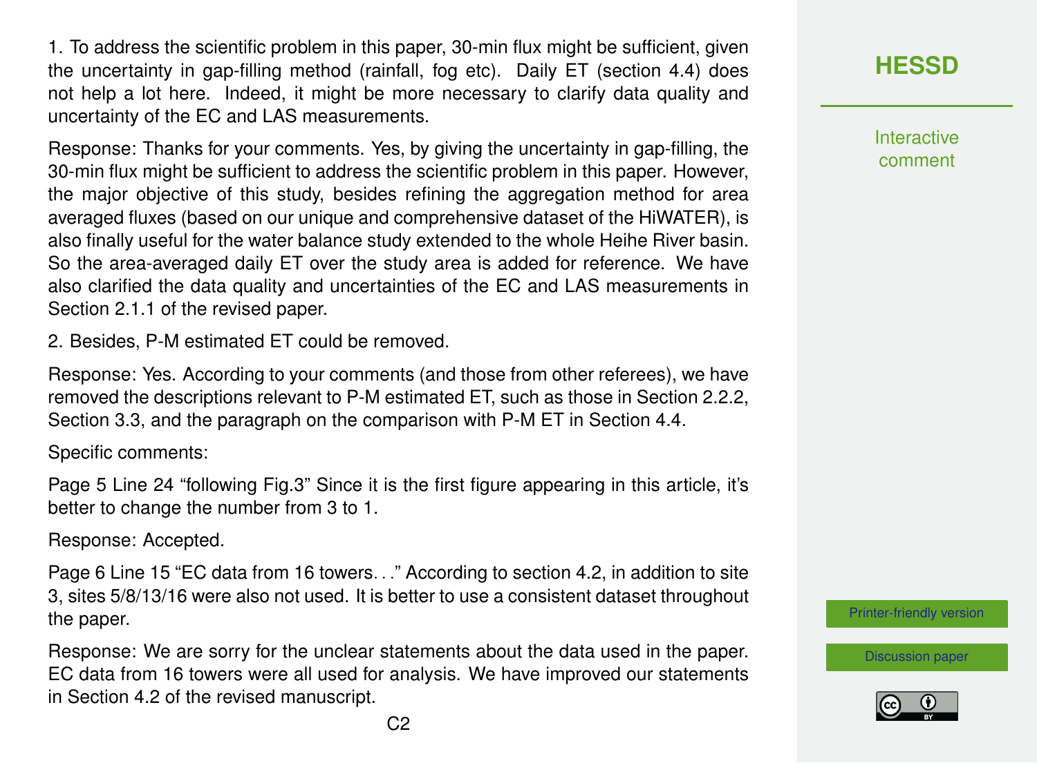1. To address the scientific problem in this paper, 30-min flux might be sufficient, given the uncertainty in gap-filling method (rainfall, fog etc). Daily ET (section 4.4) does not help a lot here. Indeed, it might be more necessary to clarify data quality and uncertainty of the EC and LAS measurements.

Response: Thanks for your comments. Yes, by giving the uncertainty in gap-filling, the 30-min flux might be sufficient to address the scientific problem in this paper. However, the major objective of this study, besides refining the aggregation method for area averaged fluxes (based on our unique and comprehensive dataset of the HiWATER), is also finally useful for the water balance study extended to the whole Heihe River basin. So the area-averaged daily ET over the study area is added for reference. We have also clarified the data quality and uncertainties of the EC and LAS measurements in Section 2.1.1 of the revised paper.

2. Besides, P-M estimated ET could be removed.

Response: Yes. According to your comments (and those from other referees), we have removed the descriptions relevant to P-M estimated ET, such as those in Section 2.2.2, Section 3.3, and the paragraph on the comparison with P-M ET in Section 4.4.

Specific comments:

Page 5 Line 24 "following Fig.3" Since it is the first figure appearing in this article, it's better to change the number from 3 to 1.

Response: Accepted.

Page 6 Line 15 "EC data from 16 towers…" According to section 4.2, in addition to site 3, sites 5/8/13/16 were also not used. It is better to use a consistent dataset throughout the paper.

Response: We are sorry for the unclear statements about the data used in the paper. EC data from 16 towers were all used for analysis. We have improved our statements in Section 4.2 of the revised manuscript.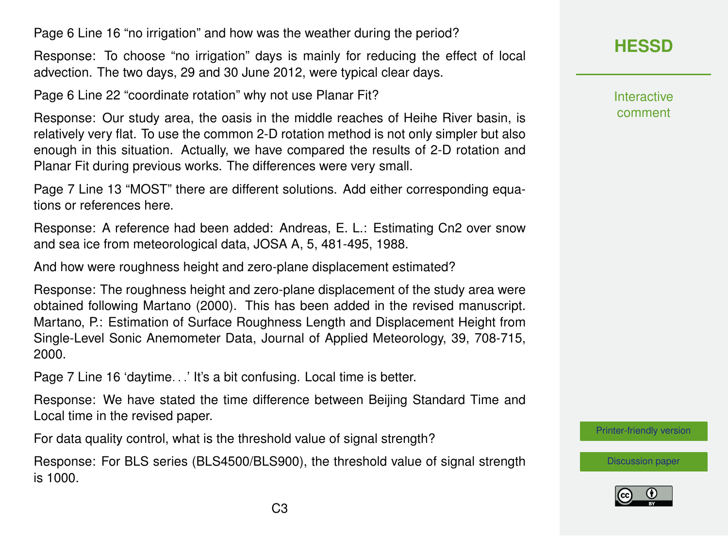Page 6 Line 16 “no irrigation” and how was the weather during the period?

Response: To choose “no irrigation” days is mainly for reducing the effect of local advection. The two days, 29 and 30 June 2012, were typical clear days.

Page 6 Line 22 “coordinate rotation” why not use Planar Fit?

Response: Our study area, the oasis in the middle reaches of Heihe River basin, is relatively very flat. To use the common 2-D rotation method is not only simpler but also enough in this situation. Actually, we have compared the results of 2-D rotation and Planar Fit during previous works. The differences were very small.

Page 7 Line 13 “MOST” there are different solutions. Add either corresponding equations or references here.

Response: A reference had been added: Andreas, E. L.: Estimating Cn2 over snow and sea ice from meteorological data, JOSA A, 5, 481-495, 1988.

And how were roughness height and zero-plane displacement estimated?

Response: The roughness height and zero-plane displacement of the study area were obtained following Martano (2000). This has been added in the revised manuscript. Martano, P.: Estimation of Surface Roughness Length and Displacement Height from Single-Level Sonic Anemometer Data, Journal of Applied Meteorology, 39, 708-715, 2000.

Page 7 Line 16 ‘daytime…’ It’s a bit confusing. Local time is better.

Response: We have stated the time difference between Beijing Standard Time and Local time in the revised paper.

For data quality control, what is the threshold value of signal strength?

Response: For BLS series (BLS4500/BLS900), the threshold value of signal strength is 1000.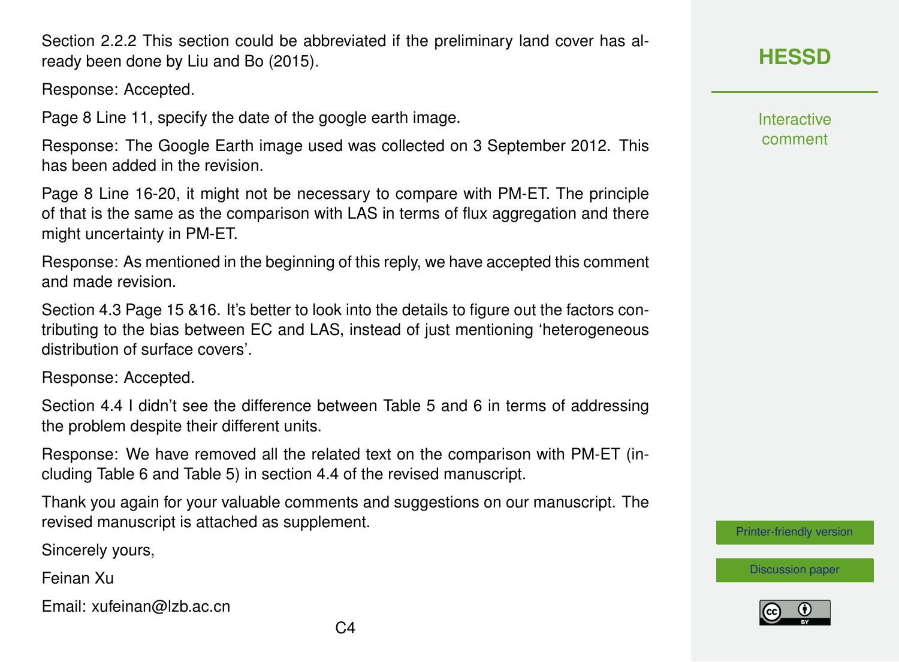Section 2.2.2 This section could be abbreviated if the preliminary land cover has already been done by Liu and Bo (2015).

Response: Accepted.

Page 8 Line 11, specify the date of the google earth image.

Response: The Google Earth image used was collected on 3 September 2012. This has been added in the revision.

Page 8 Line 16-20, it might not be necessary to compare with PM-ET. The principle of that is the same as the comparison with LAS in terms of flux aggregation and there might uncertainty in PM-ET.

Response: As mentioned in the beginning of this reply, we have accepted this comment and made revision.

Section 4.3 Page 15 &16. It's better to look into the details to figure out the factors contributing to the bias between EC and LAS, instead of just mentioning 'heterogeneous distribution of surface covers'.

Response: Accepted.

Section 4.4 I didn't see the difference between Table 5 and 6 in terms of addressing the problem despite their different units.

Response: We have removed all the related text on the comparison with PM-ET (including Table 6 and Table 5) in section 4.4 of the revised manuscript.

Thank you again for your valuable comments and suggestions on our manuscript. The revised manuscript is attached as supplement.

Sincerely yours,

Feinan Xu

Email: xufeinan@lzb.ac.cn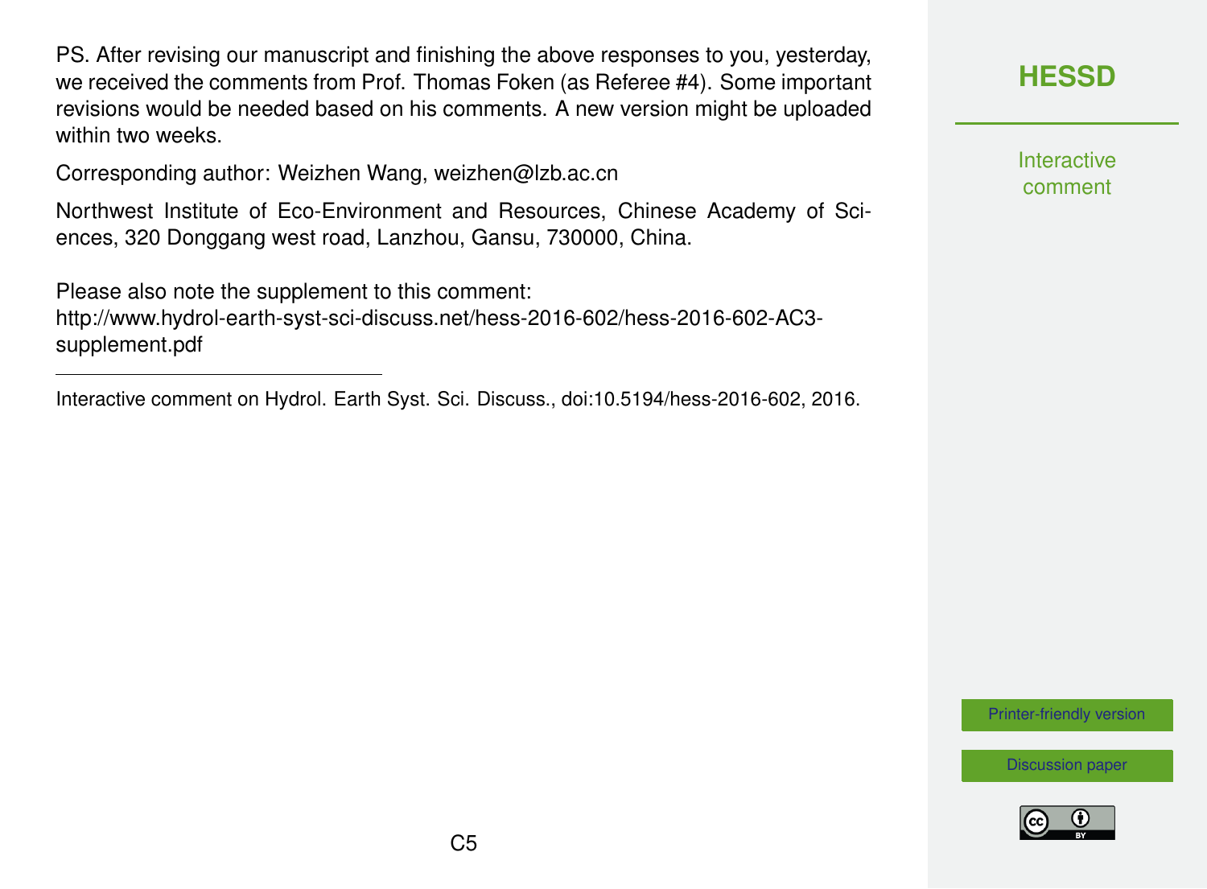PS. After revising our manuscript and finishing the above responses to you, yesterday, we received the comments from Prof. Thomas Foken (as Referee #4). Some important revisions would be needed based on his comments. A new version might be uploaded within two weeks.

Corresponding author: Weizhen Wang, weizhen@lzb.ac.cn

Northwest Institute of Eco-Environment and Resources, Chinese Academy of Sciences, 320 Donggang west road, Lanzhou, Gansu, 730000, China.

Please also note the supplement to this comment:
http://www.hydrol-earth-syst-sci-discuss.net/hess-2016-602/hess-2016-602-AC3-supplement.pdf

---

Interactive comment on Hydrol. Earth Syst. Sci. Discuss., doi:10.5194/hess-2016-602, 2016.